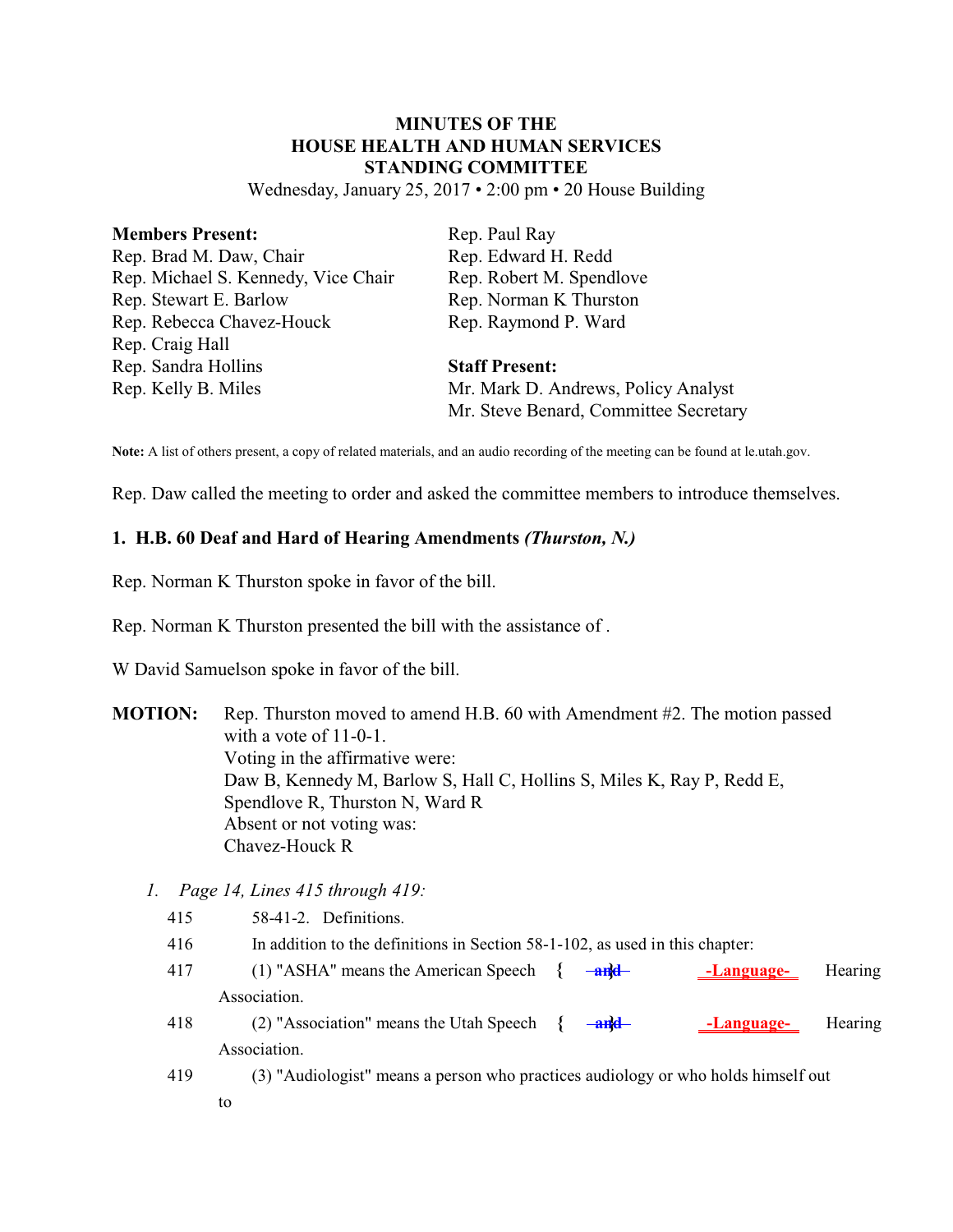# MINUTES OF THE HOUSE HEALTH AND HUMAN SERVICES STANDING COMMITTEE

Wednesday, January 25, 2017 • 2:00 pm • 20 House Building

**Members Present:**
Rep. Brad M. Daw, Chair
Rep. Michael S. Kennedy, Vice Chair
Rep. Stewart E. Barlow
Rep. Rebecca Chavez-Houck
Rep. Craig Hall
Rep. Sandra Hollins
Rep. Kelly B. Miles
Rep. Paul Ray
Rep. Edward H. Redd
Rep. Robert M. Spendlove
Rep. Norman K Thurston
Rep. Raymond P. Ward

**Staff Present:**
Mr. Mark D. Andrews, Policy Analyst
Mr. Steve Benard, Committee Secretary

**Note:** A list of others present, a copy of related materials, and an audio recording of the meeting can be found at le.utah.gov.

Rep. Daw called the meeting to order and asked the committee members to introduce themselves.

## 1. H.B. 60 Deaf and Hard of Hearing Amendments *(Thurston, N.)*

Rep. Norman K Thurston spoke in favor of the bill.

Rep. Norman K Thurston presented the bill with the assistance of .

W David Samuelson spoke in favor of the bill.

**MOTION:** Rep. Thurston moved to amend H.B. 60 with Amendment #2. The motion passed with a vote of 11-0-1.
Voting in the affirmative were:
Daw B, Kennedy M, Barlow S, Hall C, Hollins S, Miles K, Ray P, Redd E, Spendlove R, Thurston N, Ward R
Absent or not voting was:
Chavez-Houck R

1. *Page 14, Lines 415 through 419:*

415 58-41-2. Definitions.

416 In addition to the definitions in Section 58-1-102, as used in this chapter:

417 (1) "ASHA" means the American Speech { ~~and~~ } -Language- Hearing Association.

418 (2) "Association" means the Utah Speech { ~~and~~ } -Language- Hearing Association.

419 (3) "Audiologist" means a person who practices audiology or who holds himself out to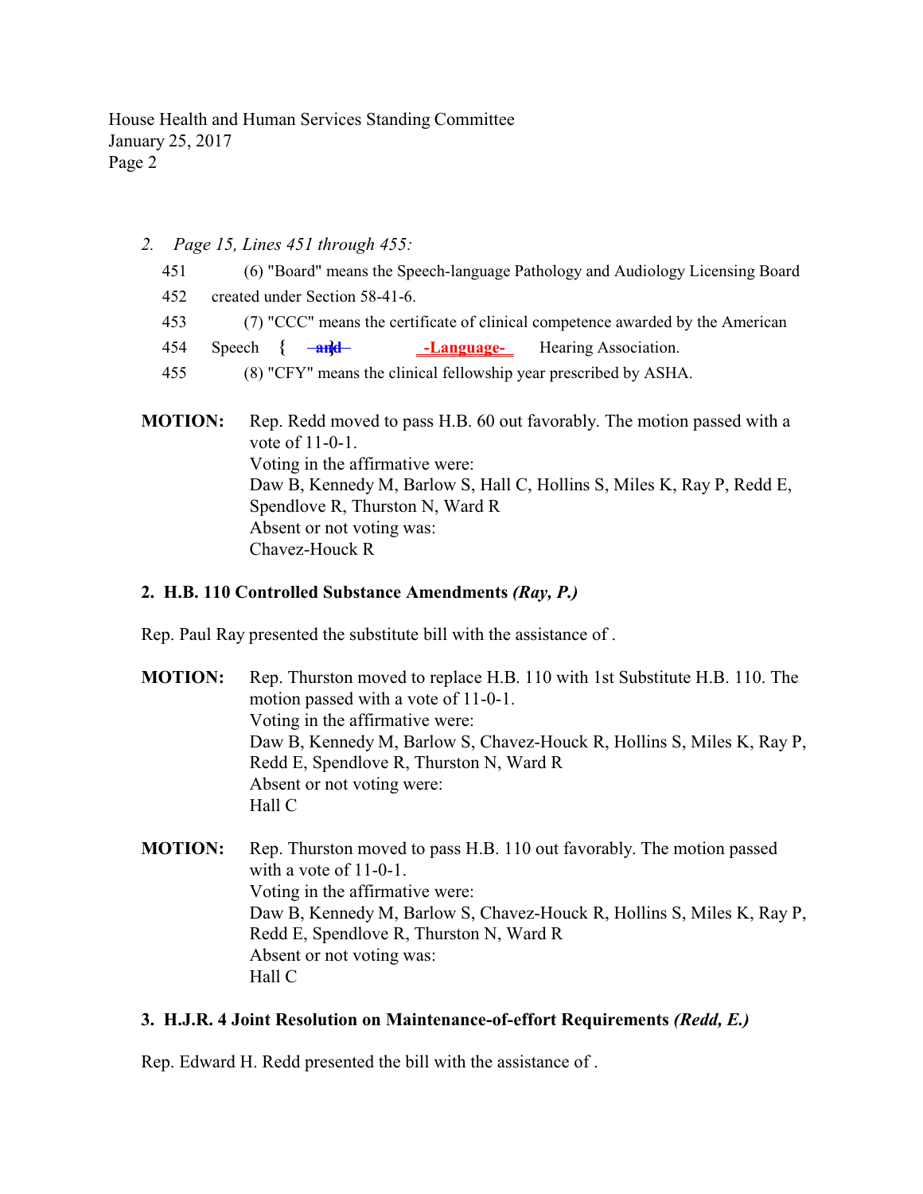2. *Page 15, Lines 451 through 455:*

451 (6) "Board" means the Speech-language Pathology and Audiology Licensing Board

452 created under Section 58-41-6.

453 (7) "CCC" means the certificate of clinical competence awarded by the American

454 Speech { ~~and~~ } -Language- Hearing Association.

455 (8) "CFY" means the clinical fellowship year prescribed by ASHA.

**MOTION:** Rep. Redd moved to pass H.B. 60 out favorably. The motion passed with a vote of 11-0-1.
Voting in the affirmative were:
Daw B, Kennedy M, Barlow S, Hall C, Hollins S, Miles K, Ray P, Redd E, Spendlove R, Thurston N, Ward R
Absent or not voting was:
Chavez-Houck R

**2. H.B. 110 Controlled Substance Amendments *(Ray, P.)***

Rep. Paul Ray presented the substitute bill with the assistance of .

**MOTION:** Rep. Thurston moved to replace H.B. 110 with 1st Substitute H.B. 110. The motion passed with a vote of 11-0-1.
Voting in the affirmative were:
Daw B, Kennedy M, Barlow S, Chavez-Houck R, Hollins S, Miles K, Ray P, Redd E, Spendlove R, Thurston N, Ward R
Absent or not voting were:
Hall C

**MOTION:** Rep. Thurston moved to pass H.B. 110 out favorably. The motion passed with a vote of 11-0-1.
Voting in the affirmative were:
Daw B, Kennedy M, Barlow S, Chavez-Houck R, Hollins S, Miles K, Ray P, Redd E, Spendlove R, Thurston N, Ward R
Absent or not voting was:
Hall C

**3. H.J.R. 4 Joint Resolution on Maintenance-of-effort Requirements *(Redd, E.)***

Rep. Edward H. Redd presented the bill with the assistance of .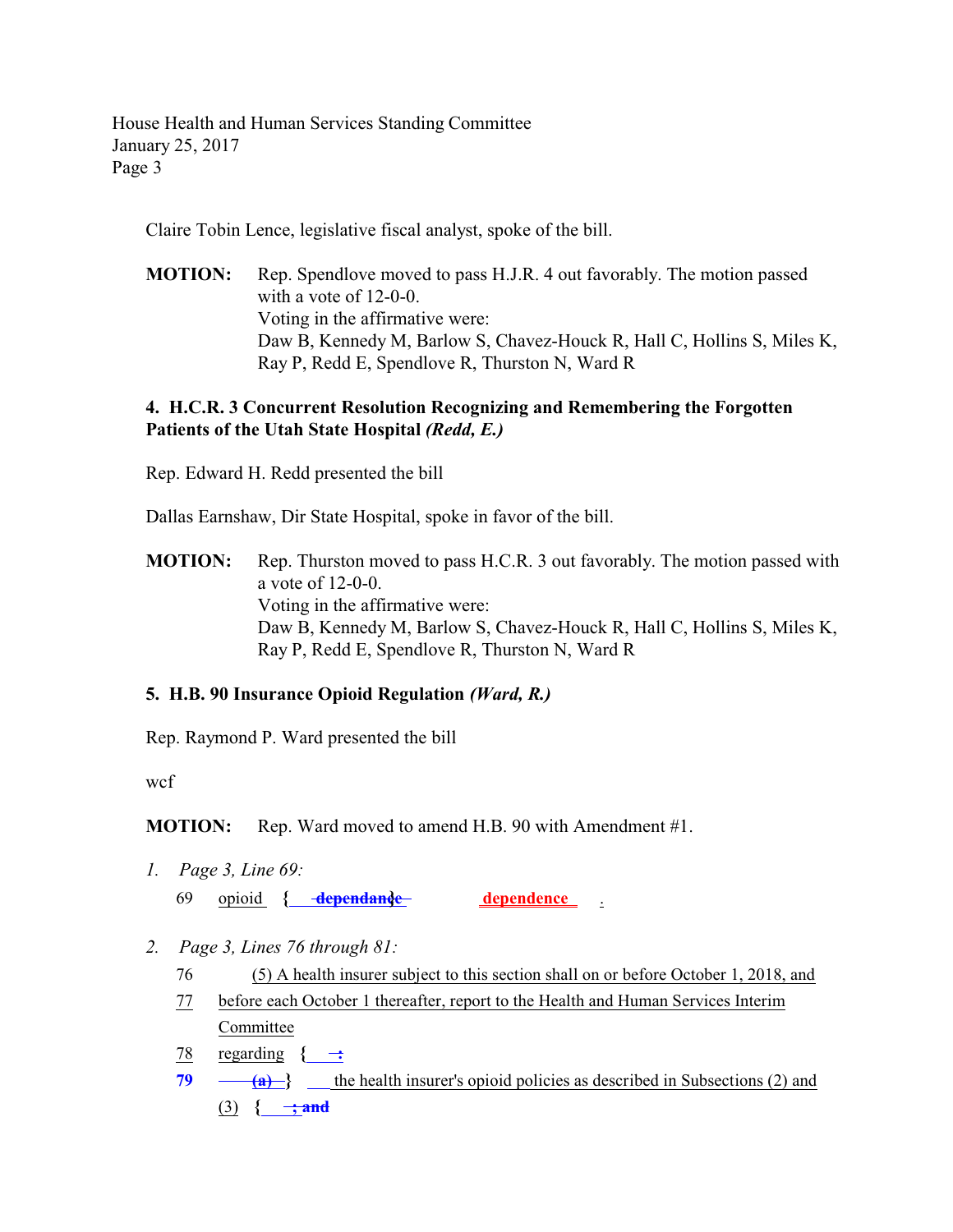Claire Tobin Lence, legislative fiscal analyst, spoke of the bill.

**MOTION:** Rep. Spendlove moved to pass H.J.R. 4 out favorably. The motion passed with a vote of 12-0-0.
Voting in the affirmative were:
Daw B, Kennedy M, Barlow S, Chavez-Houck R, Hall C, Hollins S, Miles K, Ray P, Redd E, Spendlove R, Thurston N, Ward R

**4. H.C.R. 3 Concurrent Resolution Recognizing and Remembering the Forgotten Patients of the Utah State Hospital** ***(Redd, E.)***

Rep. Edward H. Redd presented the bill

Dallas Earnshaw, Dir State Hospital, spoke in favor of the bill.

**MOTION:** Rep. Thurston moved to pass H.C.R. 3 out favorably. The motion passed with a vote of 12-0-0.
Voting in the affirmative were:
Daw B, Kennedy M, Barlow S, Chavez-Houck R, Hall C, Hollins S, Miles K, Ray P, Redd E, Spendlove R, Thurston N, Ward R

**5. H.B. 90 Insurance Opioid Regulation** ***(Ward, R.)***

Rep. Raymond P. Ward presented the bill

wcf

**MOTION:** Rep. Ward moved to amend H.B. 90 with Amendment #1.

1. *Page 3, Line 69:*

   69 opioid { ~~dependance~~ } **dependence** .

2. *Page 3, Lines 76 through 81:*

   76 (5) A health insurer subject to this section shall on or before October 1, 2018, and
   77 before each October 1 thereafter, report to the Health and Human Services Interim Committee
   78 regarding { ~~:~~
   **79** ~~(a)~~ } the health insurer's opioid policies as described in Subsections (2) and (3) { ~~; and~~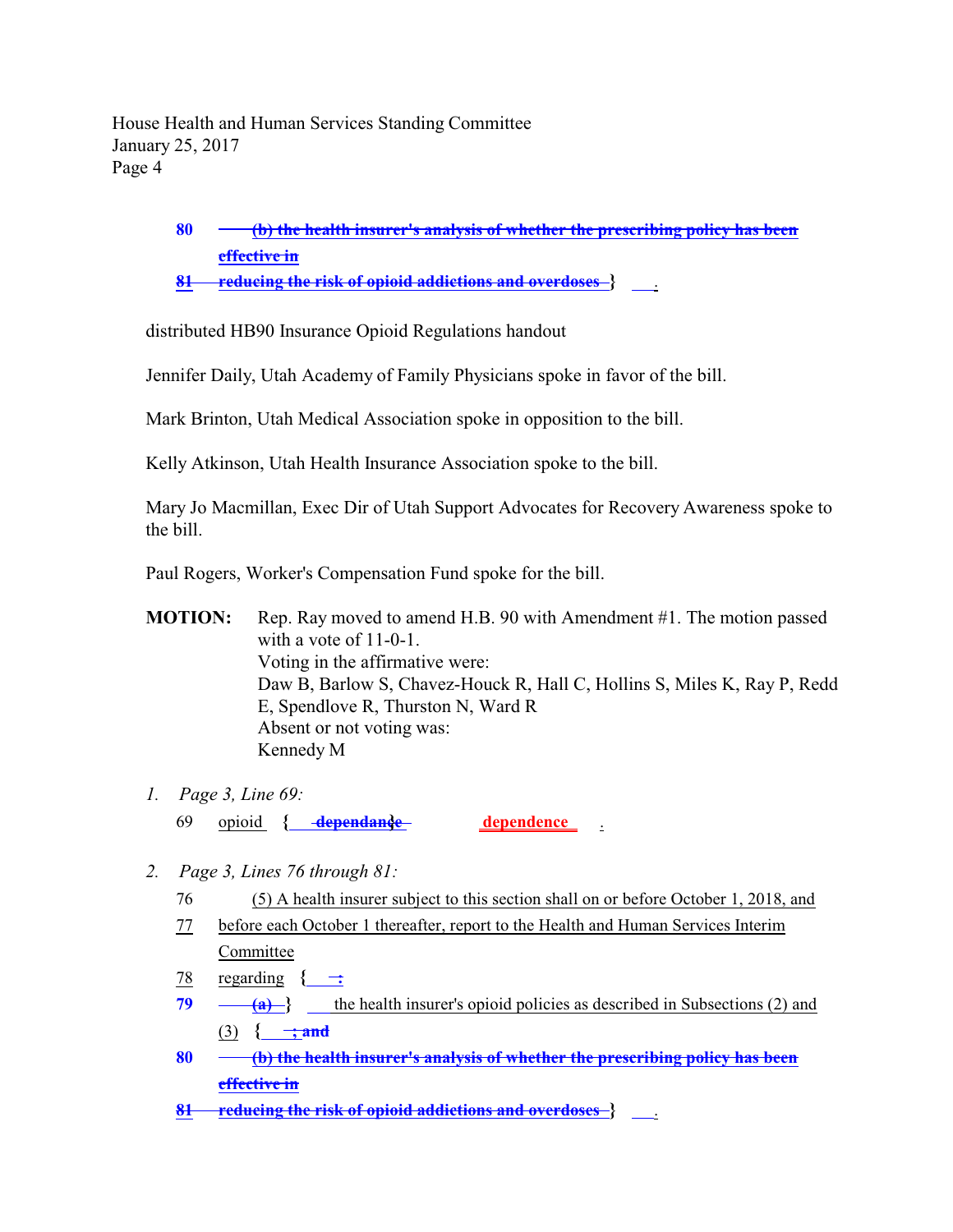80 ~~(b) the health insurer's analysis of whether the prescribing policy has been effective in~~
81 ~~reducing the risk of opioid addictions and overdoses~~ } .

distributed HB90 Insurance Opioid Regulations handout

Jennifer Daily, Utah Academy of Family Physicians spoke in favor of the bill.

Mark Brinton, Utah Medical Association spoke in opposition to the bill.

Kelly Atkinson, Utah Health Insurance Association spoke to the bill.

Mary Jo Macmillan, Exec Dir of Utah Support Advocates for Recovery Awareness spoke to the bill.

Paul Rogers, Worker's Compensation Fund spoke for the bill.

**MOTION:** Rep. Ray moved to amend H.B. 90 with Amendment #1. The motion passed with a vote of 11-0-1.
Voting in the affirmative were:
Daw B, Barlow S, Chavez-Houck R, Hall C, Hollins S, Miles K, Ray P, Redd E, Spendlove R, Thurston N, Ward R
Absent or not voting was:
Kennedy M

1. *Page 3, Line 69:*

   69 opioid { ~~dependance~~ } dependence .

2. *Page 3, Lines 76 through 81:*

   76 (5) A health insurer subject to this section shall on or before October 1, 2018, and
   77 before each October 1 thereafter, report to the Health and Human Services Interim Committee
   78 regarding { ~~:~~
   79 ~~(a)~~ } the health insurer's opioid policies as described in Subsections (2) and (3) { ~~; and~~
   80 ~~(b) the health insurer's analysis of whether the prescribing policy has been effective in~~
   81 ~~reducing the risk of opioid addictions and overdoses~~ } .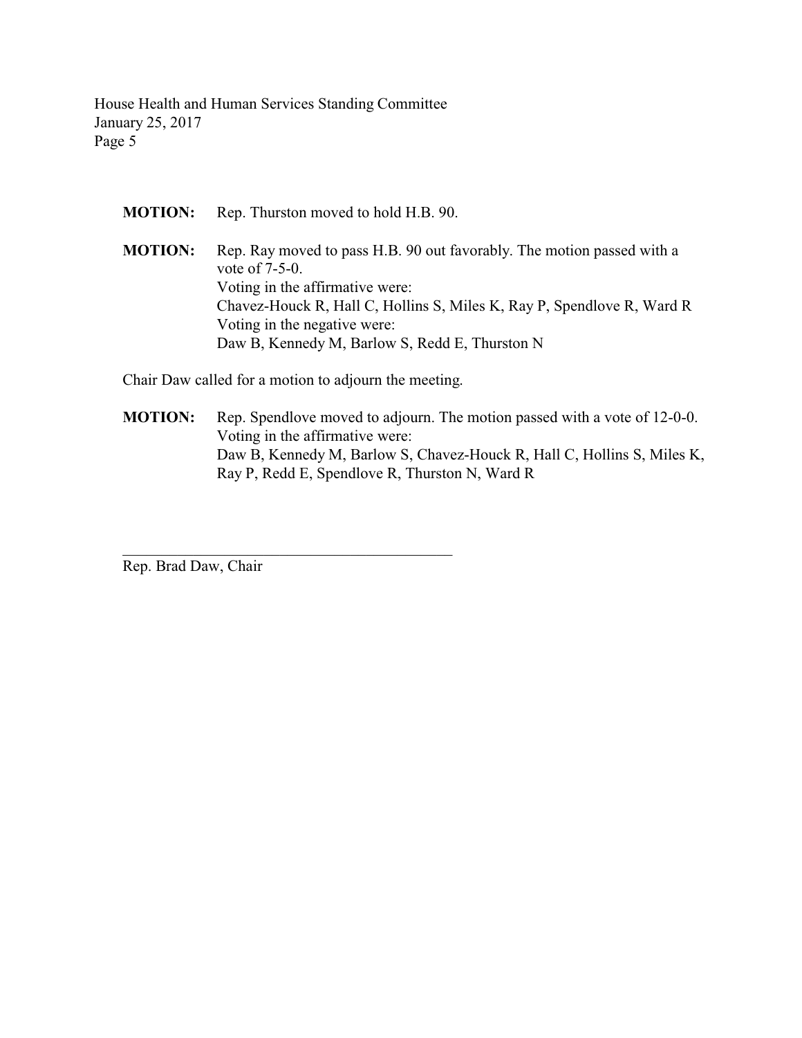**MOTION:** Rep. Thurston moved to hold H.B. 90.

**MOTION:** Rep. Ray moved to pass H.B. 90 out favorably. The motion passed with a vote of 7-5-0.
Voting in the affirmative were:
Chavez-Houck R, Hall C, Hollins S, Miles K, Ray P, Spendlove R, Ward R
Voting in the negative were:
Daw B, Kennedy M, Barlow S, Redd E, Thurston N

Chair Daw called for a motion to adjourn the meeting.

**MOTION:** Rep. Spendlove moved to adjourn. The motion passed with a vote of 12-0-0.
Voting in the affirmative were:
Daw B, Kennedy M, Barlow S, Chavez-Houck R, Hall C, Hollins S, Miles K, Ray P, Redd E, Spendlove R, Thurston N, Ward R

_____________________________________________
Rep. Brad Daw, Chair